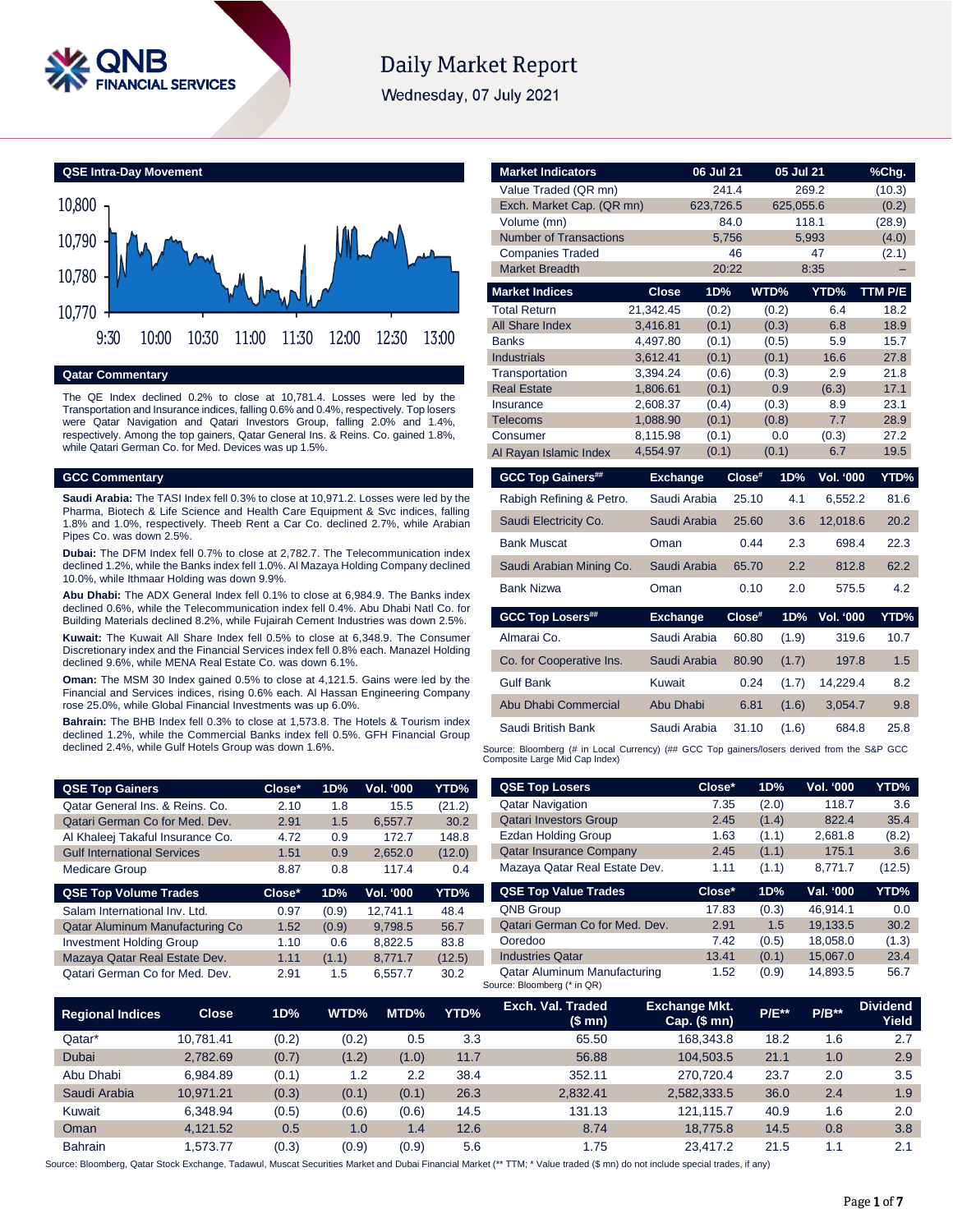# Daily Market Report

Wednesday, 07 July 2021

## QSE Intra-Day Movement

10,800 / 10,790 / 10,780 / 10,770

9:30 10:00 10:30 11:00 11:30 12:00 12:30 13:00

## Qatar Commentary

The QE Index declined 0.2% to close at 10,781.4. Losses were led by the Transportation and Insurance indices, falling 0.6% and 0.4%, respectively. Top losers were Qatar Navigation and Qatari Investors Group, falling 2.0% and 1.4%, respectively. Among the top gainers, Qatar General Ins. & Reins. Co. gained 1.8%, while Qatari German Co. for Med. Devices was up 1.5%.

## GCC Commentary

**Saudi Arabia:** The TASI Index fell 0.3% to close at 10,971.2. Losses were led by the Pharma, Biotech & Life Science and Health Care Equipment & Svc indices, falling 1.8% and 1.0%, respectively. Theeb Rent a Car Co. declined 2.7%, while Arabian Pipes Co. was down 2.5%.

**Dubai:** The DFM Index fell 0.7% to close at 2,782.7. The Telecommunication index declined 1.2%, while the Banks index fell 1.0%. Al Mazaya Holding Company declined 10.0%, while Ithmaar Holding was down 9.9%.

**Abu Dhabi:** The ADX General Index fell 0.1% to close at 6,984.9. The Banks index declined 0.6%, while the Telecommunication index fell 0.4%. Abu Dhabi Natl Co. for Building Materials declined 8.2%, while Fujairah Cement Industries was down 2.5%.

**Kuwait:** The Kuwait All Share Index fell 0.5% to close at 6,348.9. The Consumer Discretionary index and the Financial Services index fell 0.8% each. Manazel Holding declined 9.6%, while MENA Real Estate Co. was down 6.1%.

**Oman:** The MSM 30 Index gained 0.5% to close at 4,121.5. Gains were led by the Financial and Services indices, rising 0.6% each. Al Hassan Engineering Company rose 25.0%, while Global Financial Investments was up 6.0%.

**Bahrain:** The BHB Index fell 0.3% to close at 1,573.8. The Hotels & Tourism index declined 1.2%, while the Commercial Banks index fell 0.5%. GFH Financial Group declined 2.4%, while Gulf Hotels Group was down 1.6%.

| Market Indicators | 06 Jul 21 | 05 Jul 21 | %Chg. |
|---|---|---|---|
| Value Traded (QR mn) | 241.4 | 269.2 | (10.3) |
| Exch. Market Cap. (QR mn) | 623,726.5 | 625,055.6 | (0.2) |
| Volume (mn) | 84.0 | 118.1 | (28.9) |
| Number of Transactions | 5,756 | 5,993 | (4.0) |
| Companies Traded | 46 | 47 | (2.1) |
| Market Breadth | 20:22 | 8:35 | – |

| Market Indices | Close | 1D% | WTD% | YTD% | TTM P/E |
|---|---|---|---|---|---|
| Total Return | 21,342.45 | (0.2) | (0.2) | 6.4 | 18.2 |
| All Share Index | 3,416.81 | (0.1) | (0.3) | 6.8 | 18.9 |
| Banks | 4,497.80 | (0.1) | (0.5) | 5.9 | 15.7 |
| Industrials | 3,612.41 | (0.1) | (0.1) | 16.6 | 27.8 |
| Transportation | 3,394.24 | (0.6) | (0.3) | 2.9 | 21.8 |
| Real Estate | 1,806.61 | (0.1) | 0.9 | (6.3) | 17.1 |
| Insurance | 2,608.37 | (0.4) | (0.3) | 8.9 | 23.1 |
| Telecoms | 1,088.90 | (0.1) | (0.8) | 7.7 | 28.9 |
| Consumer | 8,115.98 | (0.1) | 0.0 | (0.3) | 27.2 |
| Al Rayan Islamic Index | 4,554.97 | (0.1) | (0.1) | 6.7 | 19.5 |

| GCC Top Gainers## | Exchange | Close# | 1D% | Vol. '000 | YTD% |
|---|---|---|---|---|---|
| Rabigh Refining & Petro. | Saudi Arabia | 25.10 | 4.1 | 6,552.2 | 81.6 |
| Saudi Electricity Co. | Saudi Arabia | 25.60 | 3.6 | 12,018.6 | 20.2 |
| Bank Muscat | Oman | 0.44 | 2.3 | 698.4 | 22.3 |
| Saudi Arabian Mining Co. | Saudi Arabia | 65.70 | 2.2 | 812.8 | 62.2 |
| Bank Nizwa | Oman | 0.10 | 2.0 | 575.5 | 4.2 |

| GCC Top Losers## | Exchange | Close# | 1D% | Vol. '000 | YTD% |
|---|---|---|---|---|---|
| Almarai Co. | Saudi Arabia | 60.80 | (1.9) | 319.6 | 10.7 |
| Co. for Cooperative Ins. | Saudi Arabia | 80.90 | (1.7) | 197.8 | 1.5 |
| Gulf Bank | Kuwait | 0.24 | (1.7) | 14,229.4 | 8.2 |
| Abu Dhabi Commercial | Abu Dhabi | 6.81 | (1.6) | 3,054.7 | 9.8 |
| Saudi British Bank | Saudi Arabia | 31.10 | (1.6) | 684.8 | 25.8 |

Source: Bloomberg (# in Local Currency) (## GCC Top gainers/losers derived from the S&P GCC Composite Large Mid Cap Index)

| QSE Top Gainers | Close* | 1D% | Vol. '000 | YTD% |
|---|---|---|---|---|
| Qatar General Ins. & Reins. Co. | 2.10 | 1.8 | 15.5 | (21.2) |
| Qatari German Co for Med. Dev. | 2.91 | 1.5 | 6,557.7 | 30.2 |
| Al Khaleej Takaful Insurance Co. | 4.72 | 0.9 | 172.7 | 148.8 |
| Gulf International Services | 1.51 | 0.9 | 2,652.0 | (12.0) |
| Medicare Group | 8.87 | 0.8 | 117.4 | 0.4 |

| QSE Top Volume Trades | Close* | 1D% | Vol. '000 | YTD% |
|---|---|---|---|---|
| Salam International Inv. Ltd. | 0.97 | (0.9) | 12,741.1 | 48.4 |
| Qatar Aluminum Manufacturing Co | 1.52 | (0.9) | 9,798.5 | 56.7 |
| Investment Holding Group | 1.10 | 0.6 | 8,822.5 | 83.8 |
| Mazaya Qatar Real Estate Dev. | 1.11 | (1.1) | 8,771.7 | (12.5) |
| Qatari German Co for Med. Dev. | 2.91 | 1.5 | 6,557.7 | 30.2 |

| QSE Top Losers | Close* | 1D% | Vol. '000 | YTD% |
|---|---|---|---|---|
| Qatar Navigation | 7.35 | (2.0) | 118.7 | 3.6 |
| Qatari Investors Group | 2.45 | (1.4) | 822.4 | 35.4 |
| Ezdan Holding Group | 1.63 | (1.1) | 2,681.8 | (8.2) |
| Qatar Insurance Company | 2.45 | (1.1) | 175.1 | 3.6 |
| Mazaya Qatar Real Estate Dev. | 1.11 | (1.1) | 8,771.7 | (12.5) |

| QSE Top Value Trades | Close* | 1D% | Val. '000 | YTD% |
|---|---|---|---|---|
| QNB Group | 17.83 | (0.3) | 46,914.1 | 0.0 |
| Qatari German Co for Med. Dev. | 2.91 | 1.5 | 19,133.5 | 30.2 |
| Ooredoo | 7.42 | (0.5) | 18,058.0 | (1.3) |
| Industries Qatar | 13.41 | (0.1) | 15,067.0 | 23.4 |
| Qatar Aluminum Manufacturing | 1.52 | (0.9) | 14,893.5 | 56.7 |

Source: Bloomberg (* in QR)

| Regional Indices | Close | 1D% | WTD% | MTD% | YTD% | Exch. Val. Traded ($ mn) | Exchange Mkt. Cap. ($ mn) | P/E** | P/B** | Dividend Yield |
|---|---|---|---|---|---|---|---|---|---|---|
| Qatar* | 10,781.41 | (0.2) | (0.2) | 0.5 | 3.3 | 65.50 | 168,343.8 | 18.2 | 1.6 | 2.7 |
| Dubai | 2,782.69 | (0.7) | (1.2) | (1.0) | 11.7 | 56.88 | 104,503.5 | 21.1 | 1.0 | 2.9 |
| Abu Dhabi | 6,984.89 | (0.1) | 1.2 | 2.2 | 38.4 | 352.11 | 270,720.4 | 23.7 | 2.0 | 3.5 |
| Saudi Arabia | 10,971.21 | (0.3) | (0.1) | (0.1) | 26.3 | 2,832.41 | 2,582,333.5 | 36.0 | 2.4 | 1.9 |
| Kuwait | 6,348.94 | (0.5) | (0.6) | (0.6) | 14.5 | 131.13 | 121,115.7 | 40.9 | 1.6 | 2.0 |
| Oman | 4,121.52 | 0.5 | 1.0 | 1.4 | 12.6 | 8.74 | 18,775.8 | 14.5 | 0.8 | 3.8 |
| Bahrain | 1,573.77 | (0.3) | (0.9) | (0.9) | 5.6 | 1.75 | 23,417.2 | 21.5 | 1.1 | 2.1 |

Source: Bloomberg, Qatar Stock Exchange, Tadawul, Muscat Securities Market and Dubai Financial Market (** TTM; * Value traded ($ mn) do not include special trades, if any)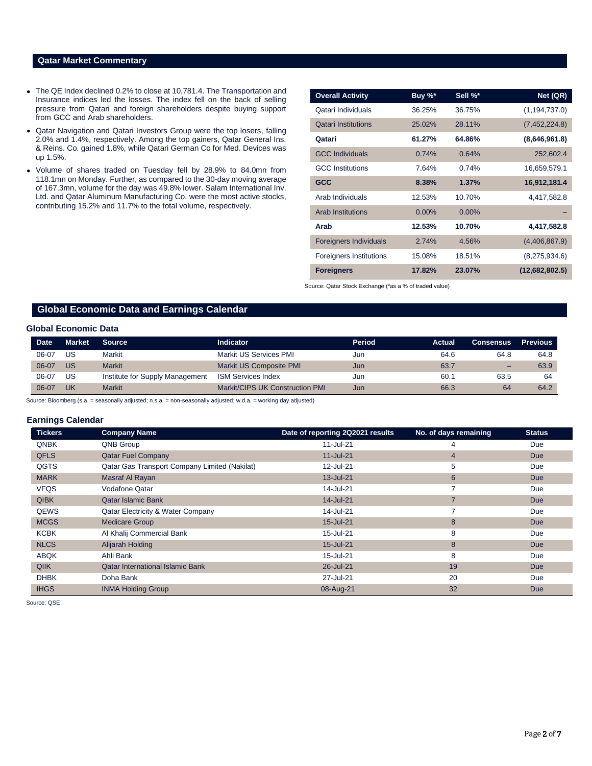## Qatar Market Commentary

- The QE Index declined 0.2% to close at 10,781.4. The Transportation and Insurance indices led the losses. The index fell on the back of selling pressure from Qatari and foreign shareholders despite buying support from GCC and Arab shareholders.
- Qatar Navigation and Qatari Investors Group were the top losers, falling 2.0% and 1.4%, respectively. Among the top gainers, Qatar General Ins. & Reins. Co. gained 1.8%, while Qatari German Co for Med. Devices was up 1.5%.
- Volume of shares traded on Tuesday fell by 28.9% to 84.0mn from 118.1mn on Monday. Further, as compared to the 30-day moving average of 167.3mn, volume for the day was 49.8% lower. Salam International Inv. Ltd. and Qatar Aluminum Manufacturing Co. were the most active stocks, contributing 15.2% and 11.7% to the total volume, respectively.

| Overall Activity | Buy %* | Sell %* | Net (QR) |
|---|---|---|---|
| Qatari Individuals | 36.25% | 36.75% | (1,194,737.0) |
| Qatari Institutions | 25.02% | 28.11% | (7,452,224.8) |
| **Qatari** | **61.27%** | **64.86%** | **(8,646,961.8)** |
| GCC Individuals | 0.74% | 0.64% | 252,602.4 |
| GCC Institutions | 7.64% | 0.74% | 16,659,579.1 |
| **GCC** | **8.38%** | **1.37%** | **16,912,181.4** |
| Arab Individuals | 12.53% | 10.70% | 4,417,582.8 |
| Arab Institutions | 0.00% | 0.00% | – |
| **Arab** | **12.53%** | **10.70%** | **4,417,582.8** |
| Foreigners Individuals | 2.74% | 4.56% | (4,406,867.9) |
| Foreigners Institutions | 15.08% | 18.51% | (8,275,934.6) |
| **Foreigners** | **17.82%** | **23.07%** | **(12,682,802.5)** |

Source: Qatar Stock Exchange (*as a % of traded value)

## Global Economic Data and Earnings Calendar

### Global Economic Data

| Date | Market | Source | Indicator | Period | Actual | Consensus | Previous |
|---|---|---|---|---|---|---|---|
| 06-07 | US | Markit | Markit US Services PMI | Jun | 64.6 | 64.8 | 64.8 |
| 06-07 | US | Markit | Markit US Composite PMI | Jun | 63.7 | – | 63.9 |
| 06-07 | US | Institute for Supply Management | ISM Services Index | Jun | 60.1 | 63.5 | 64 |
| 06-07 | UK | Markit | Markit/CIPS UK Construction PMI | Jun | 66.3 | 64 | 64.2 |

Source: Bloomberg (s.a. = seasonally adjusted; n.s.a. = non-seasonally adjusted; w.d.a. = working day adjusted)

### Earnings Calendar

| Tickers | Company Name | Date of reporting 2Q2021 results | No. of days remaining | Status |
|---|---|---|---|---|
| QNBK | QNB Group | 11-Jul-21 | 4 | Due |
| QFLS | Qatar Fuel Company | 11-Jul-21 | 4 | Due |
| QGTS | Qatar Gas Transport Company Limited (Nakilat) | 12-Jul-21 | 5 | Due |
| MARK | Masraf Al Rayan | 13-Jul-21 | 6 | Due |
| VFQS | Vodafone Qatar | 14-Jul-21 | 7 | Due |
| QIBK | Qatar Islamic Bank | 14-Jul-21 | 7 | Due |
| QEWS | Qatar Electricity & Water Company | 14-Jul-21 | 7 | Due |
| MCGS | Medicare Group | 15-Jul-21 | 8 | Due |
| KCBK | Al Khalij Commercial Bank | 15-Jul-21 | 8 | Due |
| NLCS | Alijarah Holding | 15-Jul-21 | 8 | Due |
| ABQK | Ahli Bank | 15-Jul-21 | 8 | Due |
| QIIK | Qatar International Islamic Bank | 26-Jul-21 | 19 | Due |
| DHBK | Doha Bank | 27-Jul-21 | 20 | Due |
| IHGS | INMA Holding Group | 08-Aug-21 | 32 | Due |

Source: QSE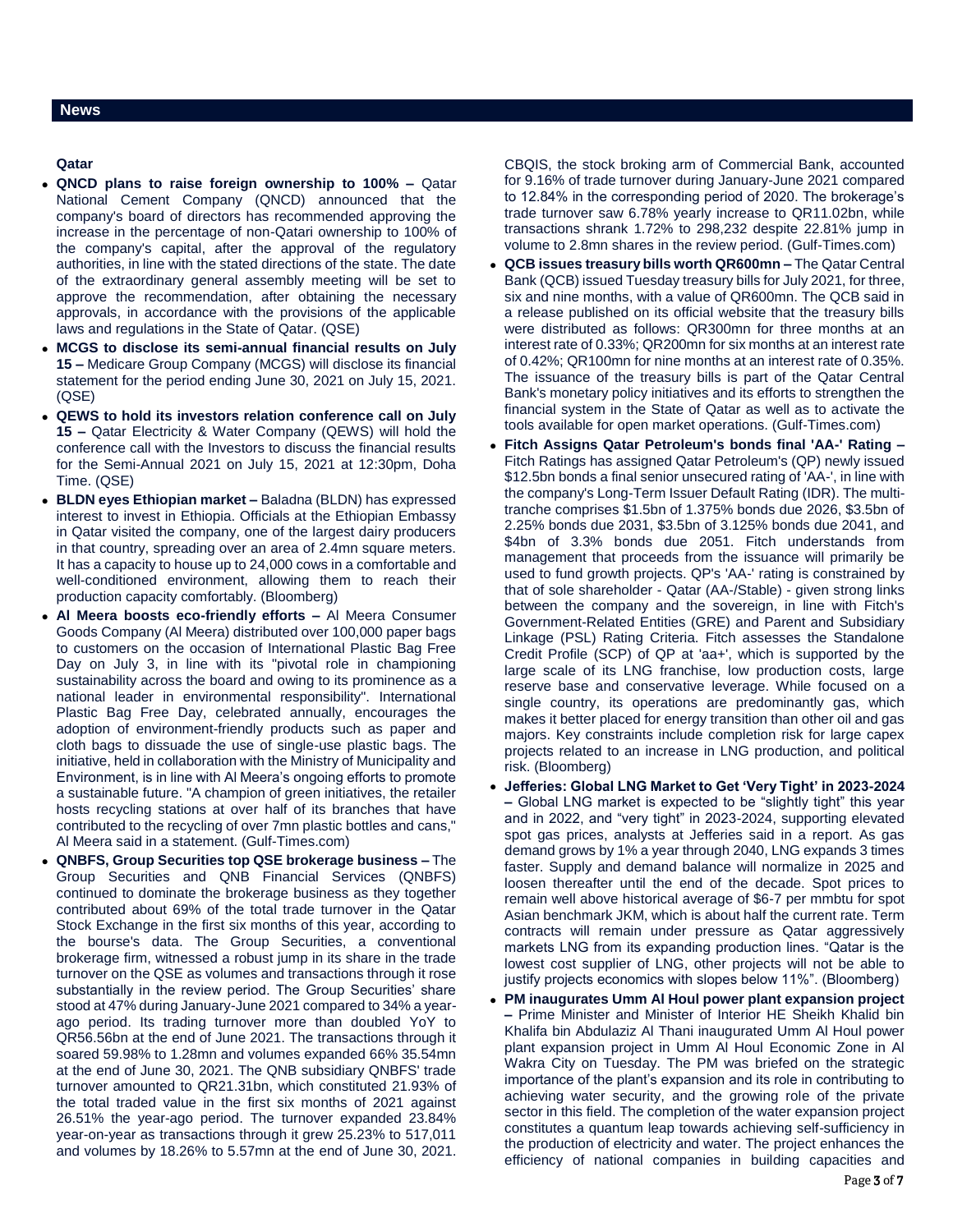## News

### Qatar

- **QNCD plans to raise foreign ownership to 100% –** Qatar National Cement Company (QNCD) announced that the company's board of directors has recommended approving the increase in the percentage of non-Qatari ownership to 100% of the company's capital, after the approval of the regulatory authorities, in line with the stated directions of the state. The date of the extraordinary general assembly meeting will be set to approve the recommendation, after obtaining the necessary approvals, in accordance with the provisions of the applicable laws and regulations in the State of Qatar. (QSE)
- **MCGS to disclose its semi-annual financial results on July 15 –** Medicare Group Company (MCGS) will disclose its financial statement for the period ending June 30, 2021 on July 15, 2021. (QSE)
- **QEWS to hold its investors relation conference call on July 15 –** Qatar Electricity & Water Company (QEWS) will hold the conference call with the Investors to discuss the financial results for the Semi-Annual 2021 on July 15, 2021 at 12:30pm, Doha Time. (QSE)
- **BLDN eyes Ethiopian market –** Baladna (BLDN) has expressed interest to invest in Ethiopia. Officials at the Ethiopian Embassy in Qatar visited the company, one of the largest dairy producers in that country, spreading over an area of 2.4mn square meters. It has a capacity to house up to 24,000 cows in a comfortable and well-conditioned environment, allowing them to reach their production capacity comfortably. (Bloomberg)
- **Al Meera boosts eco-friendly efforts –** Al Meera Consumer Goods Company (Al Meera) distributed over 100,000 paper bags to customers on the occasion of International Plastic Bag Free Day on July 3, in line with its "pivotal role in championing sustainability across the board and owing to its prominence as a national leader in environmental responsibility". International Plastic Bag Free Day, celebrated annually, encourages the adoption of environment-friendly products such as paper and cloth bags to dissuade the use of single-use plastic bags. The initiative, held in collaboration with the Ministry of Municipality and Environment, is in line with Al Meera's ongoing efforts to promote a sustainable future. "A champion of green initiatives, the retailer hosts recycling stations at over half of its branches that have contributed to the recycling of over 7mn plastic bottles and cans," Al Meera said in a statement. (Gulf-Times.com)
- **QNBFS, Group Securities top QSE brokerage business –** The Group Securities and QNB Financial Services (QNBFS) continued to dominate the brokerage business as they together contributed about 69% of the total trade turnover in the Qatar Stock Exchange in the first six months of this year, according to the bourse's data. The Group Securities, a conventional brokerage firm, witnessed a robust jump in its share in the trade turnover on the QSE as volumes and transactions through it rose substantially in the review period. The Group Securities' share stood at 47% during January-June 2021 compared to 34% a year-ago period. Its trading turnover more than doubled YoY to QR56.56bn at the end of June 2021. The transactions through it soared 59.98% to 1.28mn and volumes expanded 66% 35.54mn at the end of June 30, 2021. The QNB subsidiary QNBFS' trade turnover amounted to QR21.31bn, which constituted 21.93% of the total traded value in the first six months of 2021 against 26.51% the year-ago period. The turnover expanded 23.84% year-on-year as transactions through it grew 25.23% to 517,011 and volumes by 18.26% to 5.57mn at the end of June 30, 2021. CBQIS, the stock broking arm of Commercial Bank, accounted for 9.16% of trade turnover during January-June 2021 compared to 12.84% in the corresponding period of 2020. The brokerage's trade turnover saw 6.78% yearly increase to QR11.02bn, while transactions shrank 1.72% to 298,232 despite 22.81% jump in volume to 2.8mn shares in the review period. (Gulf-Times.com)
- **QCB issues treasury bills worth QR600mn –** The Qatar Central Bank (QCB) issued Tuesday treasury bills for July 2021, for three, six and nine months, with a value of QR600mn. The QCB said in a release published on its official website that the treasury bills were distributed as follows: QR300mn for three months at an interest rate of 0.33%; QR200mn for six months at an interest rate of 0.42%; QR100mn for nine months at an interest rate of 0.35%. The issuance of the treasury bills is part of the Qatar Central Bank's monetary policy initiatives and its efforts to strengthen the financial system in the State of Qatar as well as to activate the tools available for open market operations. (Gulf-Times.com)
- **Fitch Assigns Qatar Petroleum's bonds final 'AA-' Rating –** Fitch Ratings has assigned Qatar Petroleum's (QP) newly issued $12.5bn bonds a final senior unsecured rating of 'AA-', in line with the company's Long-Term Issuer Default Rating (IDR). The multi-tranche comprises $1.5bn of 1.375% bonds due 2026, $3.5bn of 2.25% bonds due 2031, $3.5bn of 3.125% bonds due 2041, and $4bn of 3.3% bonds due 2051. Fitch understands from management that proceeds from the issuance will primarily be used to fund growth projects. QP's 'AA-' rating is constrained by that of sole shareholder - Qatar (AA-/Stable) - given strong links between the company and the sovereign, in line with Fitch's Government-Related Entities (GRE) and Parent and Subsidiary Linkage (PSL) Rating Criteria. Fitch assesses the Standalone Credit Profile (SCP) of QP at 'aa+', which is supported by the large scale of its LNG franchise, low production costs, large reserve base and conservative leverage. While focused on a single country, its operations are predominantly gas, which makes it better placed for energy transition than other oil and gas majors. Key constraints include completion risk for large capex projects related to an increase in LNG production, and political risk. (Bloomberg)
- **Jefferies: Global LNG Market to Get 'Very Tight' in 2023-2024 –** Global LNG market is expected to be "slightly tight" this year and in 2022, and "very tight" in 2023-2024, supporting elevated spot gas prices, analysts at Jefferies said in a report. As gas demand grows by 1% a year through 2040, LNG expands 3 times faster. Supply and demand balance will normalize in 2025 and loosen thereafter until the end of the decade. Spot prices to remain well above historical average of $6-7 per mmbtu for spot Asian benchmark JKM, which is about half the current rate. Term contracts will remain under pressure as Qatar aggressively markets LNG from its expanding production lines. "Qatar is the lowest cost supplier of LNG, other projects will not be able to justify projects economics with slopes below 11%". (Bloomberg)
- **PM inaugurates Umm Al Houl power plant expansion project –** Prime Minister and Minister of Interior HE Sheikh Khalid bin Khalifa bin Abdulaziz Al Thani inaugurated Umm Al Houl power plant expansion project in Umm Al Houl Economic Zone in Al Wakra City on Tuesday. The PM was briefed on the strategic importance of the plant's expansion and its role in contributing to achieving water security, and the growing role of the private sector in this field. The completion of the water expansion project constitutes a quantum leap towards achieving self-sufficiency in the production of electricity and water. The project enhances the efficiency of national companies in building capacities and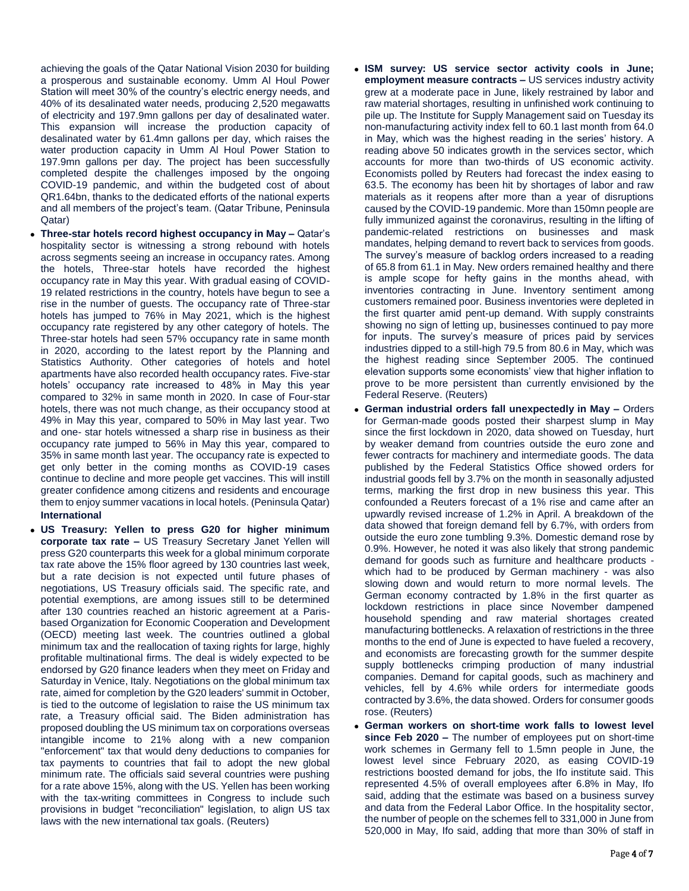achieving the goals of the Qatar National Vision 2030 for building a prosperous and sustainable economy. Umm Al Houl Power Station will meet 30% of the country's electric energy needs, and 40% of its desalinated water needs, producing 2,520 megawatts of electricity and 197.9mn gallons per day of desalinated water. This expansion will increase the production capacity of desalinated water by 61.4mn gallons per day, which raises the water production capacity in Umm Al Houl Power Station to 197.9mn gallons per day. The project has been successfully completed despite the challenges imposed by the ongoing COVID-19 pandemic, and within the budgeted cost of about QR1.64bn, thanks to the dedicated efforts of the national experts and all members of the project's team. (Qatar Tribune, Peninsula Qatar)

- **Three-star hotels record highest occupancy in May –** Qatar's hospitality sector is witnessing a strong rebound with hotels across segments seeing an increase in occupancy rates. Among the hotels, Three-star hotels have recorded the highest occupancy rate in May this year. With gradual easing of COVID-19 related restrictions in the country, hotels have begun to see a rise in the number of guests. The occupancy rate of Three-star hotels has jumped to 76% in May 2021, which is the highest occupancy rate registered by any other category of hotels. The Three-star hotels had seen 57% occupancy rate in same month in 2020, according to the latest report by the Planning and Statistics Authority. Other categories of hotels and hotel apartments have also recorded health occupancy rates. Five-star hotels' occupancy rate increased to 48% in May this year compared to 32% in same month in 2020. In case of Four-star hotels, there was not much change, as their occupancy stood at 49% in May this year, compared to 50% in May last year. Two and one- star hotels witnessed a sharp rise in business as their occupancy rate jumped to 56% in May this year, compared to 35% in same month last year. The occupancy rate is expected to get only better in the coming months as COVID-19 cases continue to decline and more people get vaccines. This will instill greater confidence among citizens and residents and encourage them to enjoy summer vacations in local hotels. (Peninsula Qatar)

**International**

- **US Treasury: Yellen to press G20 for higher minimum corporate tax rate –** US Treasury Secretary Janet Yellen will press G20 counterparts this week for a global minimum corporate tax rate above the 15% floor agreed by 130 countries last week, but a rate decision is not expected until future phases of negotiations, US Treasury officials said. The specific rate, and potential exemptions, are among issues still to be determined after 130 countries reached an historic agreement at a Paris-based Organization for Economic Cooperation and Development (OECD) meeting last week. The countries outlined a global minimum tax and the reallocation of taxing rights for large, highly profitable multinational firms. The deal is widely expected to be endorsed by G20 finance leaders when they meet on Friday and Saturday in Venice, Italy. Negotiations on the global minimum tax rate, aimed for completion by the G20 leaders' summit in October, is tied to the outcome of legislation to raise the US minimum tax rate, a Treasury official said. The Biden administration has proposed doubling the US minimum tax on corporations overseas intangible income to 21% along with a new companion "enforcement" tax that would deny deductions to companies for tax payments to countries that fail to adopt the new global minimum rate. The officials said several countries were pushing for a rate above 15%, along with the US. Yellen has been working with the tax-writing committees in Congress to include such provisions in budget "reconciliation" legislation, to align US tax laws with the new international tax goals. (Reuters)
- **ISM survey: US service sector activity cools in June; employment measure contracts –** US services industry activity grew at a moderate pace in June, likely restrained by labor and raw material shortages, resulting in unfinished work continuing to pile up. The Institute for Supply Management said on Tuesday its non-manufacturing activity index fell to 60.1 last month from 64.0 in May, which was the highest reading in the series' history. A reading above 50 indicates growth in the services sector, which accounts for more than two-thirds of US economic activity. Economists polled by Reuters had forecast the index easing to 63.5. The economy has been hit by shortages of labor and raw materials as it reopens after more than a year of disruptions caused by the COVID-19 pandemic. More than 150mn people are fully immunized against the coronavirus, resulting in the lifting of pandemic-related restrictions on businesses and mask mandates, helping demand to revert back to services from goods. The survey's measure of backlog orders increased to a reading of 65.8 from 61.1 in May. New orders remained healthy and there is ample scope for hefty gains in the months ahead, with inventories contracting in June. Inventory sentiment among customers remained poor. Business inventories were depleted in the first quarter amid pent-up demand. With supply constraints showing no sign of letting up, businesses continued to pay more for inputs. The survey's measure of prices paid by services industries dipped to a still-high 79.5 from 80.6 in May, which was the highest reading since September 2005. The continued elevation supports some economists' view that higher inflation to prove to be more persistent than currently envisioned by the Federal Reserve. (Reuters)
- **German industrial orders fall unexpectedly in May –** Orders for German-made goods posted their sharpest slump in May since the first lockdown in 2020, data showed on Tuesday, hurt by weaker demand from countries outside the euro zone and fewer contracts for machinery and intermediate goods. The data published by the Federal Statistics Office showed orders for industrial goods fell by 3.7% on the month in seasonally adjusted terms, marking the first drop in new business this year. This confounded a Reuters forecast of a 1% rise and came after an upwardly revised increase of 1.2% in April. A breakdown of the data showed that foreign demand fell by 6.7%, with orders from outside the euro zone tumbling 9.3%. Domestic demand rose by 0.9%. However, he noted it was also likely that strong pandemic demand for goods such as furniture and healthcare products - which had to be produced by German machinery - was also slowing down and would return to more normal levels. The German economy contracted by 1.8% in the first quarter as lockdown restrictions in place since November dampened household spending and raw material shortages created manufacturing bottlenecks. A relaxation of restrictions in the three months to the end of June is expected to have fueled a recovery, and economists are forecasting growth for the summer despite supply bottlenecks crimping production of many industrial companies. Demand for capital goods, such as machinery and vehicles, fell by 4.6% while orders for intermediate goods contracted by 3.6%, the data showed. Orders for consumer goods rose. (Reuters)
- **German workers on short-time work falls to lowest level since Feb 2020 –** The number of employees put on short-time work schemes in Germany fell to 1.5mn people in June, the lowest level since February 2020, as easing COVID-19 restrictions boosted demand for jobs, the Ifo institute said. This represented 4.5% of overall employees after 6.8% in May, Ifo said, adding that the estimate was based on a business survey and data from the Federal Labor Office. In the hospitality sector, the number of people on the schemes fell to 331,000 in June from 520,000 in May, Ifo said, adding that more than 30% of staff in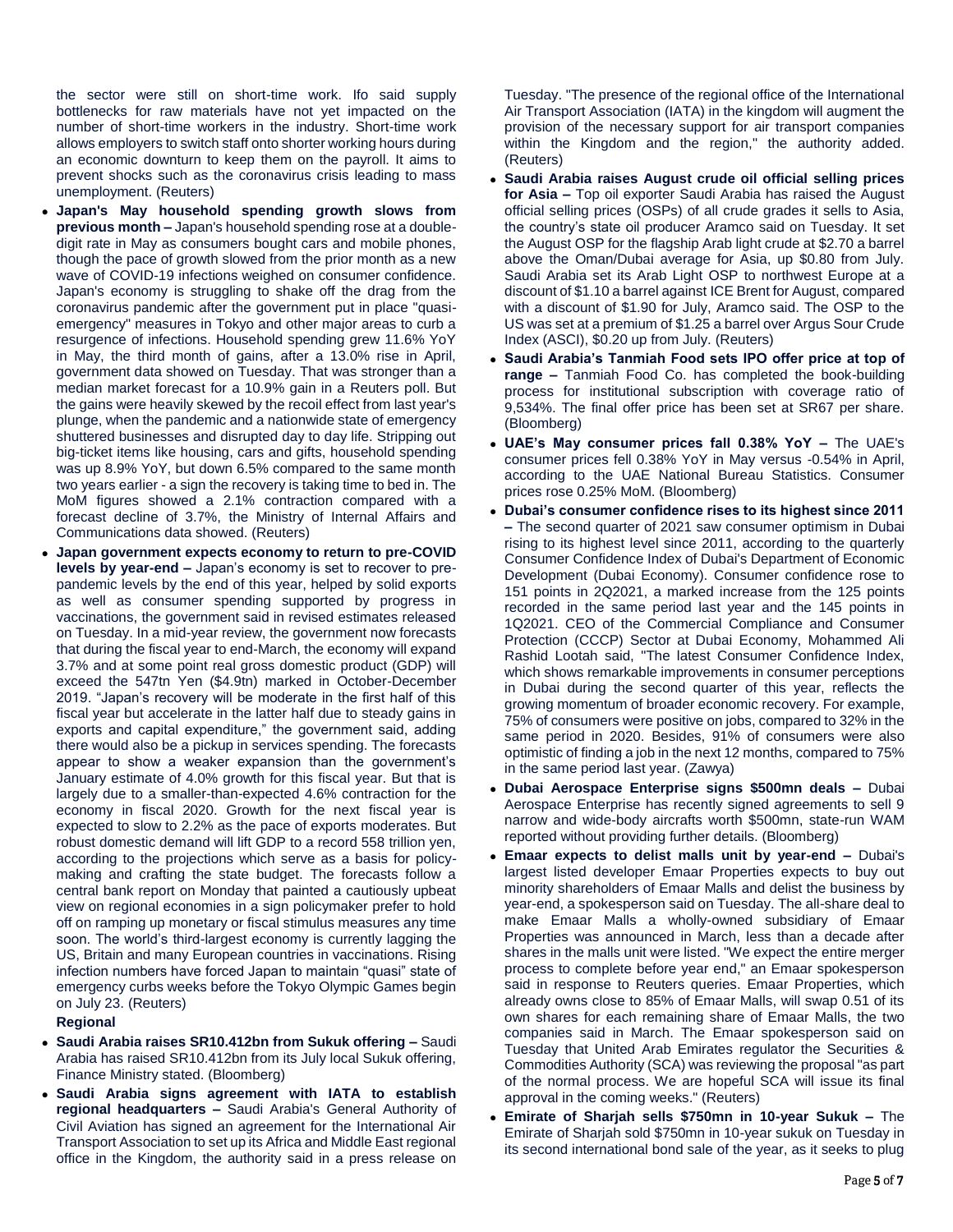the sector were still on short-time work. Ifo said supply bottlenecks for raw materials have not yet impacted on the number of short-time workers in the industry. Short-time work allows employers to switch staff onto shorter working hours during an economic downturn to keep them on the payroll. It aims to prevent shocks such as the coronavirus crisis leading to mass unemployment. (Reuters)

- **Japan's May household spending growth slows from previous month –** Japan's household spending rose at a double-digit rate in May as consumers bought cars and mobile phones, though the pace of growth slowed from the prior month as a new wave of COVID-19 infections weighed on consumer confidence. Japan's economy is struggling to shake off the drag from the coronavirus pandemic after the government put in place "quasi-emergency" measures in Tokyo and other major areas to curb a resurgence of infections. Household spending grew 11.6% YoY in May, the third month of gains, after a 13.0% rise in April, government data showed on Tuesday. That was stronger than a median market forecast for a 10.9% gain in a Reuters poll. But the gains were heavily skewed by the recoil effect from last year's plunge, when the pandemic and a nationwide state of emergency shuttered businesses and disrupted day to day life. Stripping out big-ticket items like housing, cars and gifts, household spending was up 8.9% YoY, but down 6.5% compared to the same month two years earlier - a sign the recovery is taking time to bed in. The MoM figures showed a 2.1% contraction compared with a forecast decline of 3.7%, the Ministry of Internal Affairs and Communications data showed. (Reuters)
- **Japan government expects economy to return to pre-COVID levels by year-end –** Japan's economy is set to recover to pre-pandemic levels by the end of this year, helped by solid exports as well as consumer spending supported by progress in vaccinations, the government said in revised estimates released on Tuesday. In a mid-year review, the government now forecasts that during the fiscal year to end-March, the economy will expand 3.7% and at some point real gross domestic product (GDP) will exceed the 547tn Yen ($4.9tn) marked in October-December 2019. "Japan's recovery will be moderate in the first half of this fiscal year but accelerate in the latter half due to steady gains in exports and capital expenditure," the government said, adding there would also be a pickup in services spending. The forecasts appear to show a weaker expansion than the government's January estimate of 4.0% growth for this fiscal year. But that is largely due to a smaller-than-expected 4.6% contraction for the economy in fiscal 2020. Growth for the next fiscal year is expected to slow to 2.2% as the pace of exports moderates. But robust domestic demand will lift GDP to a record 558 trillion yen, according to the projections which serve as a basis for policy-making and crafting the state budget. The forecasts follow a central bank report on Monday that painted a cautiously upbeat view on regional economies in a sign policymaker prefer to hold off on ramping up monetary or fiscal stimulus measures any time soon. The world's third-largest economy is currently lagging the US, Britain and many European countries in vaccinations. Rising infection numbers have forced Japan to maintain "quasi" state of emergency curbs weeks before the Tokyo Olympic Games begin on July 23. (Reuters)

**Regional**

- **Saudi Arabia raises SR10.412bn from Sukuk offering –** Saudi Arabia has raised SR10.412bn from its July local Sukuk offering, Finance Ministry stated. (Bloomberg)
- **Saudi Arabia signs agreement with IATA to establish regional headquarters –** Saudi Arabia's General Authority of Civil Aviation has signed an agreement for the International Air Transport Association to set up its Africa and Middle East regional office in the Kingdom, the authority said in a press release on Tuesday. "The presence of the regional office of the International Air Transport Association (IATA) in the kingdom will augment the provision of the necessary support for air transport companies within the Kingdom and the region," the authority added. (Reuters)
- **Saudi Arabia raises August crude oil official selling prices for Asia –** Top oil exporter Saudi Arabia has raised the August official selling prices (OSPs) of all crude grades it sells to Asia, the country's state oil producer Aramco said on Tuesday. It set the August OSP for the flagship Arab light crude at $2.70 a barrel above the Oman/Dubai average for Asia, up $0.80 from July. Saudi Arabia set its Arab Light OSP to northwest Europe at a discount of $1.10 a barrel against ICE Brent for August, compared with a discount of $1.90 for July, Aramco said. The OSP to the US was set at a premium of $1.25 a barrel over Argus Sour Crude Index (ASCI), $0.20 up from July. (Reuters)
- **Saudi Arabia's Tanmiah Food sets IPO offer price at top of range –** Tanmiah Food Co. has completed the book-building process for institutional subscription with coverage ratio of 9,534%. The final offer price has been set at SR67 per share. (Bloomberg)
- **UAE's May consumer prices fall 0.38% YoY –** The UAE's consumer prices fell 0.38% YoY in May versus -0.54% in April, according to the UAE National Bureau Statistics. Consumer prices rose 0.25% MoM. (Bloomberg)
- **Dubai's consumer confidence rises to its highest since 2011 –** The second quarter of 2021 saw consumer optimism in Dubai rising to its highest level since 2011, according to the quarterly Consumer Confidence Index of Dubai's Department of Economic Development (Dubai Economy). Consumer confidence rose to 151 points in 2Q2021, a marked increase from the 125 points recorded in the same period last year and the 145 points in 1Q2021. CEO of the Commercial Compliance and Consumer Protection (CCCP) Sector at Dubai Economy, Mohammed Ali Rashid Lootah said, "The latest Consumer Confidence Index, which shows remarkable improvements in consumer perceptions in Dubai during the second quarter of this year, reflects the growing momentum of broader economic recovery. For example, 75% of consumers were positive on jobs, compared to 32% in the same period in 2020. Besides, 91% of consumers were also optimistic of finding a job in the next 12 months, compared to 75% in the same period last year. (Zawya)
- **Dubai Aerospace Enterprise signs $500mn deals –** Dubai Aerospace Enterprise has recently signed agreements to sell 9 narrow and wide-body aircrafts worth $500mn, state-run WAM reported without providing further details. (Bloomberg)
- **Emaar expects to delist malls unit by year-end –** Dubai's largest listed developer Emaar Properties expects to buy out minority shareholders of Emaar Malls and delist the business by year-end, a spokesperson said on Tuesday. The all-share deal to make Emaar Malls a wholly-owned subsidiary of Emaar Properties was announced in March, less than a decade after shares in the malls unit were listed. "We expect the entire merger process to complete before year end," an Emaar spokesperson said in response to Reuters queries. Emaar Properties, which already owns close to 85% of Emaar Malls, will swap 0.51 of its own shares for each remaining share of Emaar Malls, the two companies said in March. The Emaar spokesperson said on Tuesday that United Arab Emirates regulator the Securities & Commodities Authority (SCA) was reviewing the proposal "as part of the normal process. We are hopeful SCA will issue its final approval in the coming weeks." (Reuters)
- **Emirate of Sharjah sells $750mn in 10-year Sukuk –** The Emirate of Sharjah sold $750mn in 10-year sukuk on Tuesday in its second international bond sale of the year, as it seeks to plug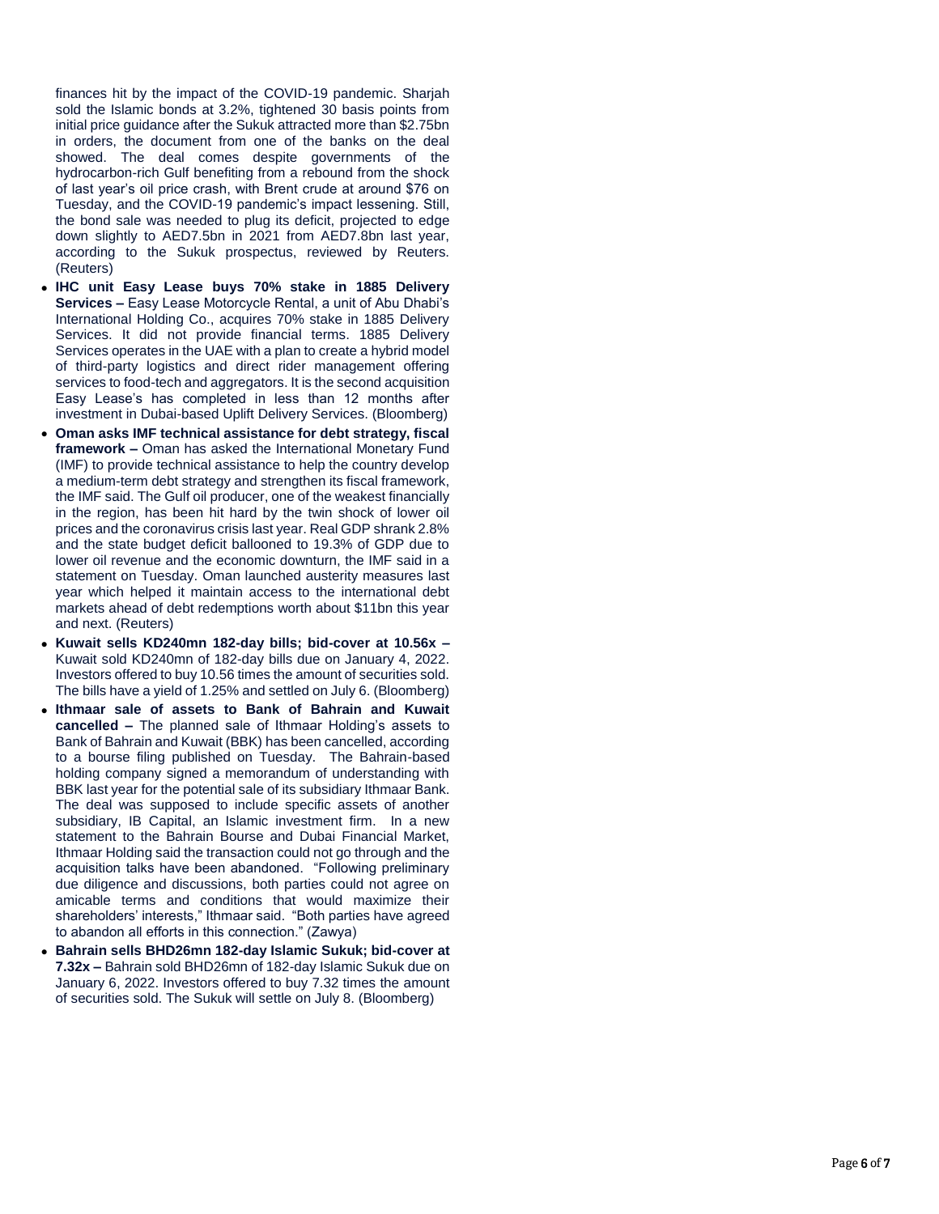finances hit by the impact of the COVID-19 pandemic. Sharjah sold the Islamic bonds at 3.2%, tightened 30 basis points from initial price guidance after the Sukuk attracted more than $2.75bn in orders, the document from one of the banks on the deal showed. The deal comes despite governments of the hydrocarbon-rich Gulf benefiting from a rebound from the shock of last year's oil price crash, with Brent crude at around $76 on Tuesday, and the COVID-19 pandemic's impact lessening. Still, the bond sale was needed to plug its deficit, projected to edge down slightly to AED7.5bn in 2021 from AED7.8bn last year, according to the Sukuk prospectus, reviewed by Reuters. (Reuters)

- **IHC unit Easy Lease buys 70% stake in 1885 Delivery Services –** Easy Lease Motorcycle Rental, a unit of Abu Dhabi's International Holding Co., acquires 70% stake in 1885 Delivery Services. It did not provide financial terms. 1885 Delivery Services operates in the UAE with a plan to create a hybrid model of third-party logistics and direct rider management offering services to food-tech and aggregators. It is the second acquisition Easy Lease's has completed in less than 12 months after investment in Dubai-based Uplift Delivery Services. (Bloomberg)
- **Oman asks IMF technical assistance for debt strategy, fiscal framework –** Oman has asked the International Monetary Fund (IMF) to provide technical assistance to help the country develop a medium-term debt strategy and strengthen its fiscal framework, the IMF said. The Gulf oil producer, one of the weakest financially in the region, has been hit hard by the twin shock of lower oil prices and the coronavirus crisis last year. Real GDP shrank 2.8% and the state budget deficit ballooned to 19.3% of GDP due to lower oil revenue and the economic downturn, the IMF said in a statement on Tuesday. Oman launched austerity measures last year which helped it maintain access to the international debt markets ahead of debt redemptions worth about $11bn this year and next. (Reuters)
- **Kuwait sells KD240mn 182-day bills; bid-cover at 10.56x –** Kuwait sold KD240mn of 182-day bills due on January 4, 2022. Investors offered to buy 10.56 times the amount of securities sold. The bills have a yield of 1.25% and settled on July 6. (Bloomberg)
- **Ithmaar sale of assets to Bank of Bahrain and Kuwait cancelled –** The planned sale of Ithmaar Holding's assets to Bank of Bahrain and Kuwait (BBK) has been cancelled, according to a bourse filing published on Tuesday. The Bahrain-based holding company signed a memorandum of understanding with BBK last year for the potential sale of its subsidiary Ithmaar Bank. The deal was supposed to include specific assets of another subsidiary, IB Capital, an Islamic investment firm. In a new statement to the Bahrain Bourse and Dubai Financial Market, Ithmaar Holding said the transaction could not go through and the acquisition talks have been abandoned. "Following preliminary due diligence and discussions, both parties could not agree on amicable terms and conditions that would maximize their shareholders' interests," Ithmaar said. "Both parties have agreed to abandon all efforts in this connection." (Zawya)
- **Bahrain sells BHD26mn 182-day Islamic Sukuk; bid-cover at 7.32x –** Bahrain sold BHD26mn of 182-day Islamic Sukuk due on January 6, 2022. Investors offered to buy 7.32 times the amount of securities sold. The Sukuk will settle on July 8. (Bloomberg)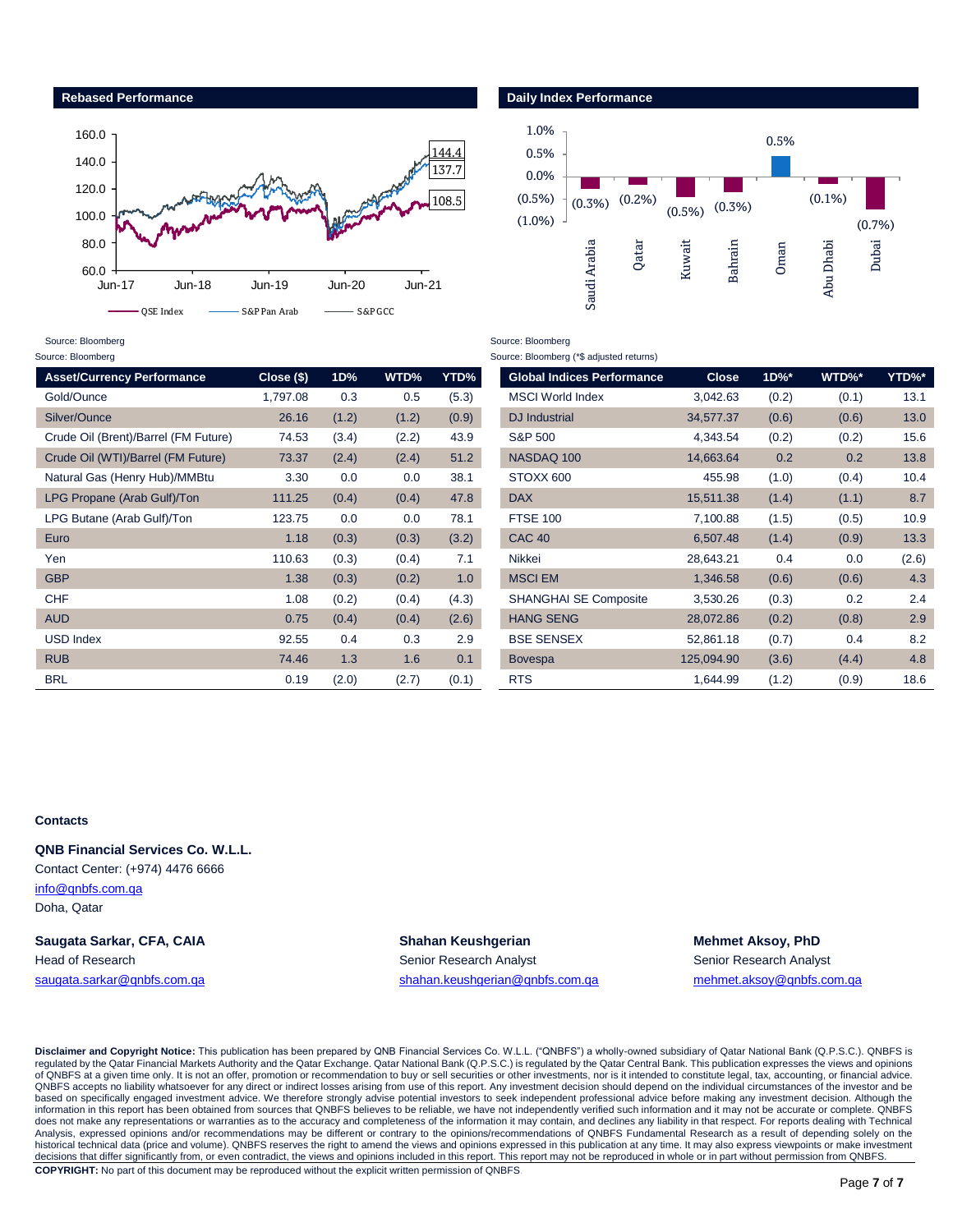### Rebased Performance

160.0
140.0
120.0
100.0
80.0
60.0

Jun-17 Jun-18 Jun-19 Jun-20 Jun-21

144.4
137.7
108.5

QSE Index S&P Pan Arab S&P GCC

Source: Bloomberg

### Daily Index Performance

1.0%
0.5%
0.0%
(0.5%)
(1.0%)

Saudi Arabia (0.3%)
Qatar (0.2%)
Kuwait (0.5%)
Bahrain (0.3%)
Oman 0.5%
Abu Dhabi (0.1%)
Dubai (0.7%)

Source: Bloomberg

Source: Bloomberg

| Asset/Currency Performance | Close ($) | 1D% | WTD% | YTD% |
|---|---|---|---|---|
| Gold/Ounce | 1,797.08 | 0.3 | 0.5 | (5.3) |
| Silver/Ounce | 26.16 | (1.2) | (1.2) | (0.9) |
| Crude Oil (Brent)/Barrel (FM Future) | 74.53 | (3.4) | (2.2) | 43.9 |
| Crude Oil (WTI)/Barrel (FM Future) | 73.37 | (2.4) | (2.4) | 51.2 |
| Natural Gas (Henry Hub)/MMBtu | 3.30 | 0.0 | 0.0 | 38.1 |
| LPG Propane (Arab Gulf)/Ton | 111.25 | (0.4) | (0.4) | 47.8 |
| LPG Butane (Arab Gulf)/Ton | 123.75 | 0.0 | 0.0 | 78.1 |
| Euro | 1.18 | (0.3) | (0.3) | (3.2) |
| Yen | 110.63 | (0.3) | (0.4) | 7.1 |
| GBP | 1.38 | (0.3) | (0.2) | 1.0 |
| CHF | 1.08 | (0.2) | (0.4) | (4.3) |
| AUD | 0.75 | (0.4) | (0.4) | (2.6) |
| USD Index | 92.55 | 0.4 | 0.3 | 2.9 |
| RUB | 74.46 | 1.3 | 1.6 | 0.1 |
| BRL | 0.19 | (2.0) | (2.7) | (0.1) |

Source: Bloomberg (*$ adjusted returns)

| Global Indices Performance | Close | 1D%* | WTD%* | YTD%* |
|---|---|---|---|---|
| MSCI World Index | 3,042.63 | (0.2) | (0.1) | 13.1 |
| DJ Industrial | 34,577.37 | (0.6) | (0.6) | 13.0 |
| S&P 500 | 4,343.54 | (0.2) | (0.2) | 15.6 |
| NASDAQ 100 | 14,663.64 | 0.2 | 0.2 | 13.8 |
| STOXX 600 | 455.98 | (1.0) | (0.4) | 10.4 |
| DAX | 15,511.38 | (1.4) | (1.1) | 8.7 |
| FTSE 100 | 7,100.88 | (1.5) | (0.5) | 10.9 |
| CAC 40 | 6,507.48 | (1.4) | (0.9) | 13.3 |
| Nikkei | 28,643.21 | 0.4 | 0.0 | (2.6) |
| MSCI EM | 1,346.58 | (0.6) | (0.6) | 4.3 |
| SHANGHAI SE Composite | 3,530.26 | (0.3) | 0.2 | 2.4 |
| HANG SENG | 28,072.86 | (0.2) | (0.8) | 2.9 |
| BSE SENSEX | 52,861.18 | (0.7) | 0.4 | 8.2 |
| Bovespa | 125,094.90 | (3.6) | (4.4) | 4.8 |
| RTS | 1,644.99 | (1.2) | (0.9) | 18.6 |

**Contacts**

**QNB Financial Services Co. W.L.L.**
Contact Center: (+974) 4476 6666
info@qnbfs.com.qa
Doha, Qatar

**Saugata Sarkar, CFA, CAIA**
Head of Research
saugata.sarkar@qnbfs.com.qa

**Shahan Keushgerian**
Senior Research Analyst
shahan.keushgerian@qnbfs.com.qa

**Mehmet Aksoy, PhD**
Senior Research Analyst
mehmet.aksoy@qnbfs.com.qa

**Disclaimer and Copyright Notice:** This publication has been prepared by QNB Financial Services Co. W.L.L. ("QNBFS") a wholly-owned subsidiary of Qatar National Bank (Q.P.S.C.). QNBFS is regulated by the Qatar Financial Markets Authority and the Qatar Exchange. Qatar National Bank (Q.P.S.C.) is regulated by the Qatar Central Bank. This publication expresses the views and opinions of QNBFS at a given time only. It is not an offer, promotion or recommendation to buy or sell securities or other investments, nor is it intended to constitute legal, tax, accounting, or financial advice. QNBFS accepts no liability whatsoever for any direct or indirect losses arising from use of this report. Any investment decision should depend on the individual circumstances of the investor and be based on specifically engaged investment advice. We therefore strongly advise potential investors to seek independent professional advice before making any investment decision. Although the information in this report has been obtained from sources that QNBFS believes to be reliable, we have not independently verified such information and it may not be accurate or complete. QNBFS does not make any representations or warranties as to the accuracy and completeness of the information it may contain, and declines any liability in that respect. For reports dealing with Technical Analysis, expressed opinions and/or recommendations may be different or contrary to the opinions/recommendations of QNBFS Fundamental Research as a result of depending solely on the historical technical data (price and volume). QNBFS reserves the right to amend the views and opinions expressed in this publication at any time. It may also express viewpoints or make investment decisions that differ significantly from, or even contradict, the views and opinions included in this report. This report may not be reproduced in whole or in part without permission from QNBFS.

**COPYRIGHT:** No part of this document may be reproduced without the explicit written permission of QNBFS.